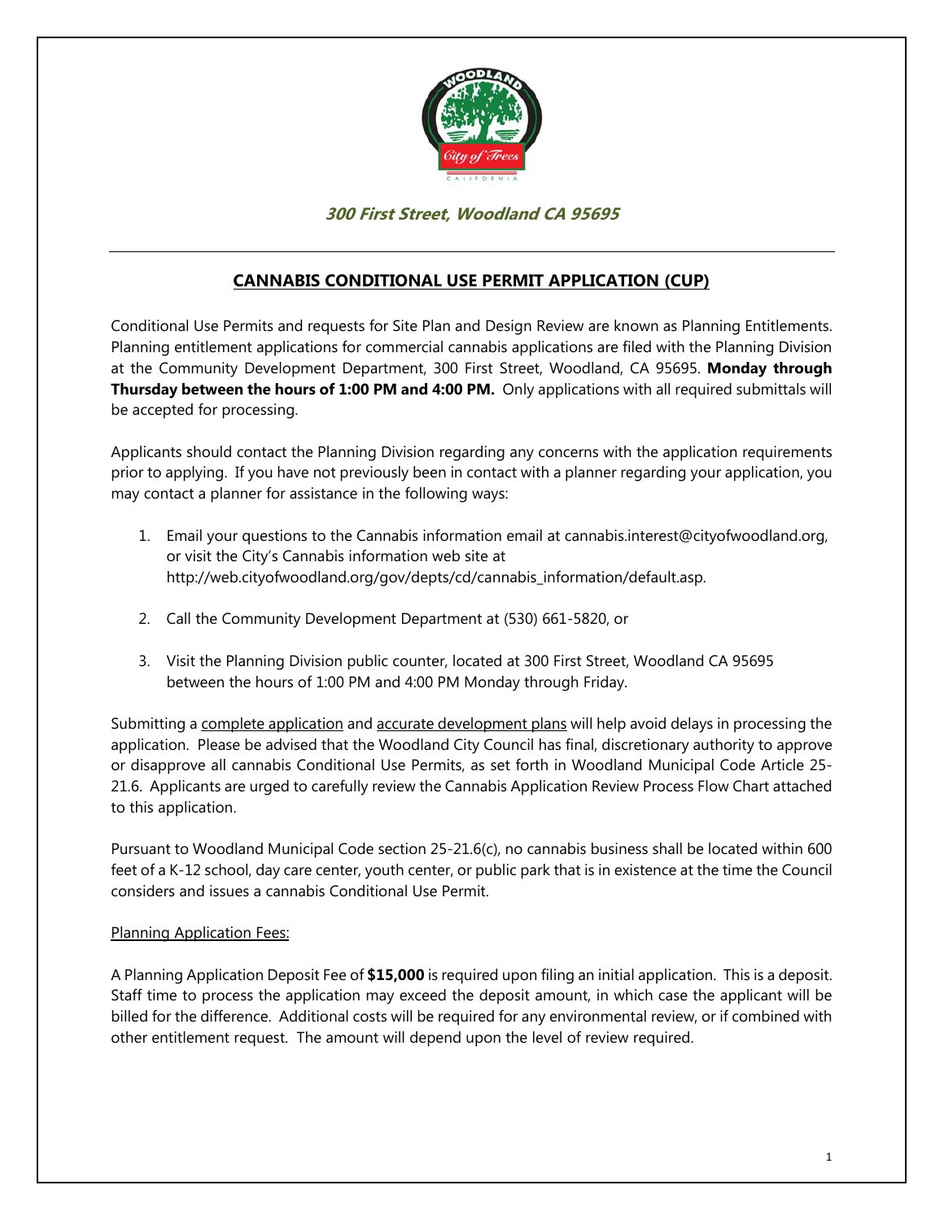***300 First Street, Woodland CA 95695***

## CANNABIS CONDITIONAL USE PERMIT APPLICATION (CUP)

Conditional Use Permits and requests for Site Plan and Design Review are known as Planning Entitlements. Planning entitlement applications for commercial cannabis applications are filed with the Planning Division at the Community Development Department, 300 First Street, Woodland, CA 95695. **Monday through Thursday between the hours of 1:00 PM and 4:00 PM.** Only applications with all required submittals will be accepted for processing.

Applicants should contact the Planning Division regarding any concerns with the application requirements prior to applying. If you have not previously been in contact with a planner regarding your application, you may contact a planner for assistance in the following ways:

1. Email your questions to the Cannabis information email at cannabis.interest@cityofwoodland.org, or visit the City's Cannabis information web site at http://web.cityofwoodland.org/gov/depts/cd/cannabis_information/default.asp.
2. Call the Community Development Department at (530) 661-5820, or
3. Visit the Planning Division public counter, located at 300 First Street, Woodland CA 95695 between the hours of 1:00 PM and 4:00 PM Monday through Friday.

Submitting a complete application and accurate development plans will help avoid delays in processing the application. Please be advised that the Woodland City Council has final, discretionary authority to approve or disapprove all cannabis Conditional Use Permits, as set forth in Woodland Municipal Code Article 25-21.6. Applicants are urged to carefully review the Cannabis Application Review Process Flow Chart attached to this application.

Pursuant to Woodland Municipal Code section 25-21.6(c), no cannabis business shall be located within 600 feet of a K-12 school, day care center, youth center, or public park that is in existence at the time the Council considers and issues a cannabis Conditional Use Permit.

Planning Application Fees:

A Planning Application Deposit Fee of **$15,000** is required upon filing an initial application. This is a deposit. Staff time to process the application may exceed the deposit amount, in which case the applicant will be billed for the difference. Additional costs will be required for any environmental review, or if combined with other entitlement request. The amount will depend upon the level of review required.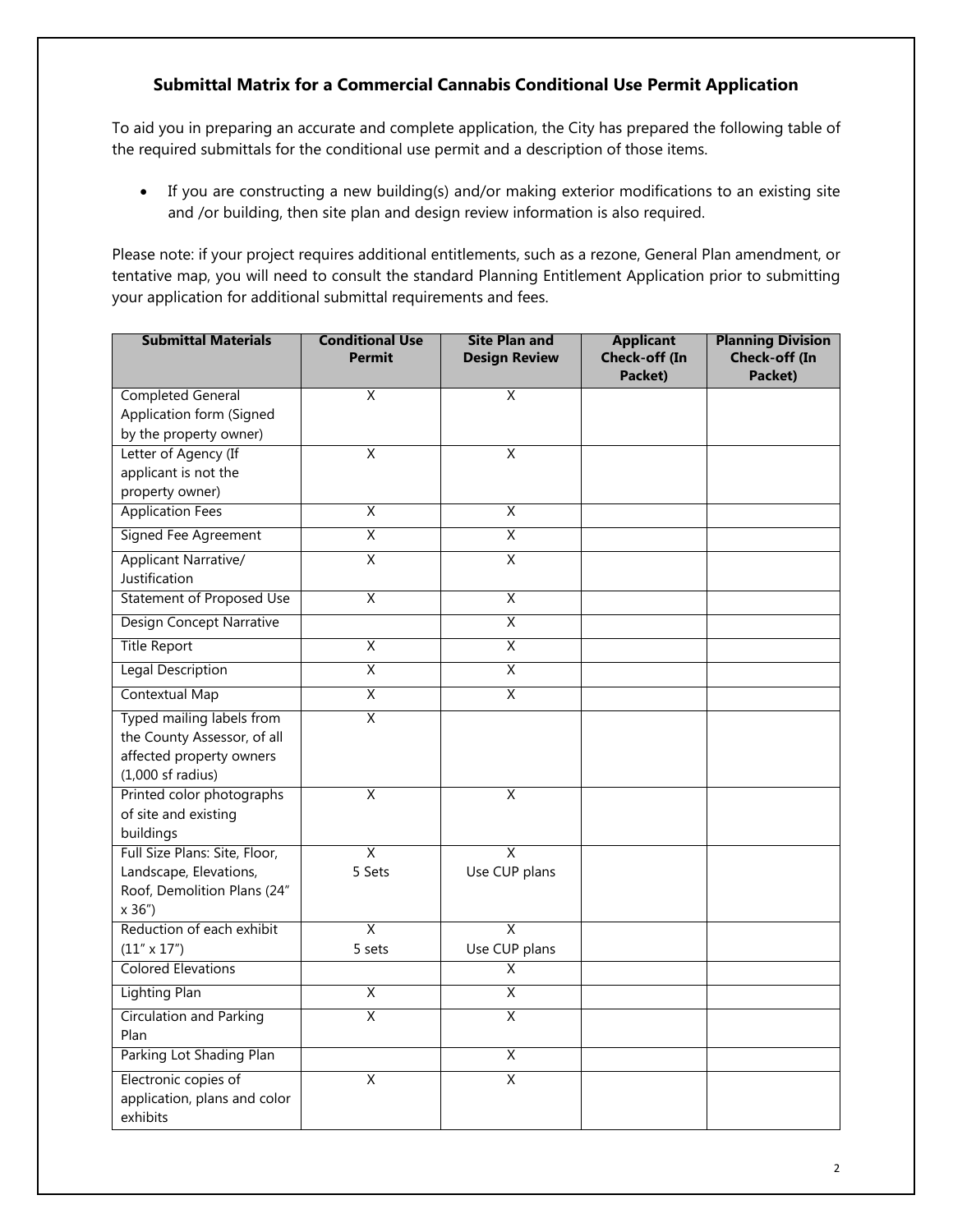## Submittal Matrix for a Commercial Cannabis Conditional Use Permit Application

To aid you in preparing an accurate and complete application, the City has prepared the following table of the required submittals for the conditional use permit and a description of those items.

- If you are constructing a new building(s) and/or making exterior modifications to an existing site and /or building, then site plan and design review information is also required.

Please note: if your project requires additional entitlements, such as a rezone, General Plan amendment, or tentative map, you will need to consult the standard Planning Entitlement Application prior to submitting your application for additional submittal requirements and fees.

| Submittal Materials | Conditional Use Permit | Site Plan and Design Review | Applicant Check-off (In Packet) | Planning Division Check-off (In Packet) |
|---|---|---|---|---|
| Completed General Application form (Signed by the property owner) | X | X | | |
| Letter of Agency (If applicant is not the property owner) | X | X | | |
| Application Fees | X | X | | |
| Signed Fee Agreement | X | X | | |
| Applicant Narrative/ Justification | X | X | | |
| Statement of Proposed Use | X | X | | |
| Design Concept Narrative | | X | | |
| Title Report | X | X | | |
| Legal Description | X | X | | |
| Contextual Map | X | X | | |
| Typed mailing labels from the County Assessor, of all affected property owners (1,000 sf radius) | X | | | |
| Printed color photographs of site and existing buildings | X | X | | |
| Full Size Plans: Site, Floor, Landscape, Elevations, Roof, Demolition Plans (24" x 36") | X 5 Sets | X Use CUP plans | | |
| Reduction of each exhibit (11" x 17") | X 5 sets | X Use CUP plans | | |
| Colored Elevations | | X | | |
| Lighting Plan | X | X | | |
| Circulation and Parking Plan | X | X | | |
| Parking Lot Shading Plan | | X | | |
| Electronic copies of application, plans and color exhibits | X | X | | |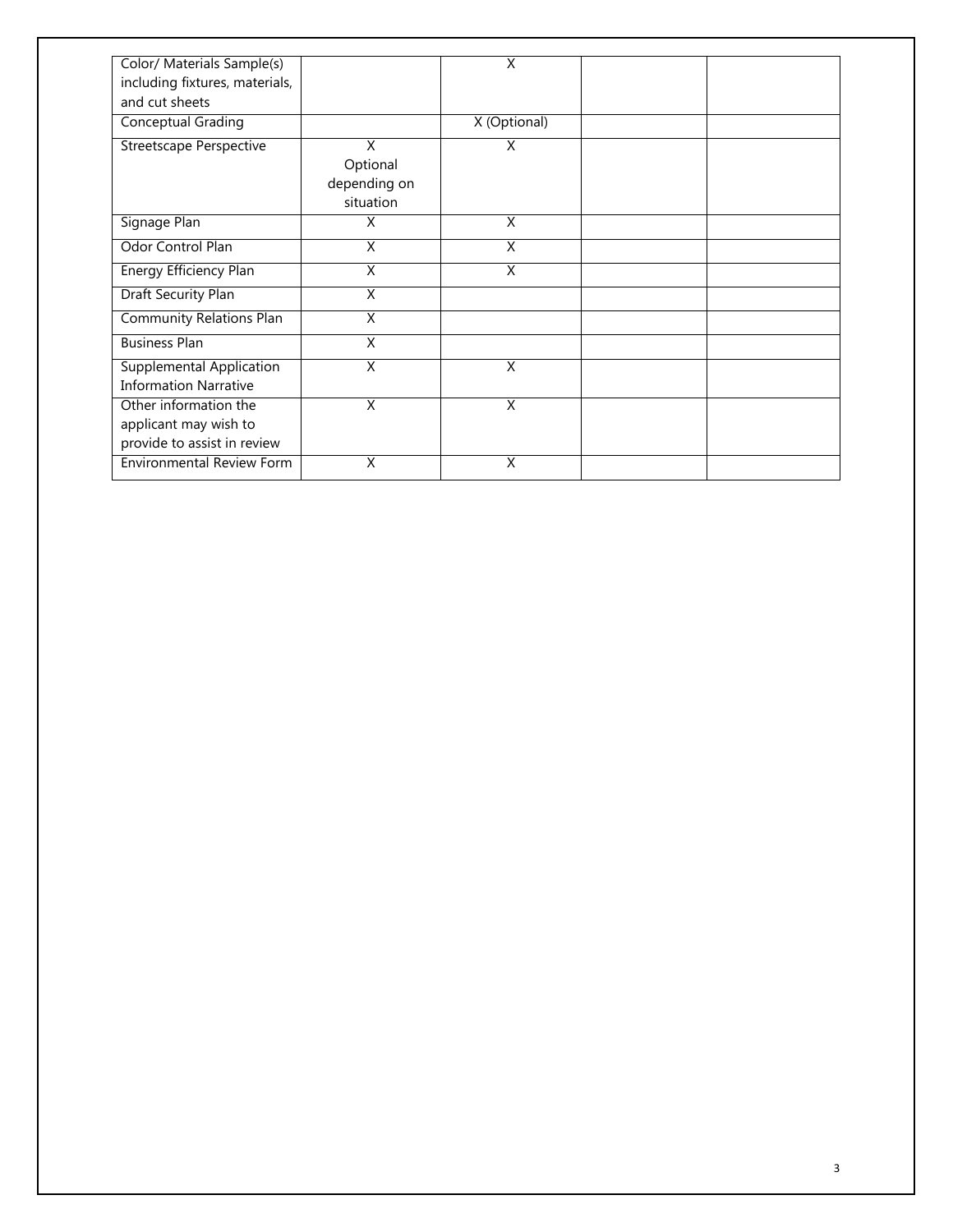| | | | | |
|---|---|---|---|---|
| Color/ Materials Sample(s) including fixtures, materials, and cut sheets | | X | | |
| Conceptual Grading | | X (Optional) | | |
| Streetscape Perspective | X Optional depending on situation | X | | |
| Signage Plan | X | X | | |
| Odor Control Plan | X | X | | |
| Energy Efficiency Plan | X | X | | |
| Draft Security Plan | X | | | |
| Community Relations Plan | X | | | |
| Business Plan | X | | | |
| Supplemental Application Information Narrative | X | X | | |
| Other information the applicant may wish to provide to assist in review | X | X | | |
| Environmental Review Form | X | X | | |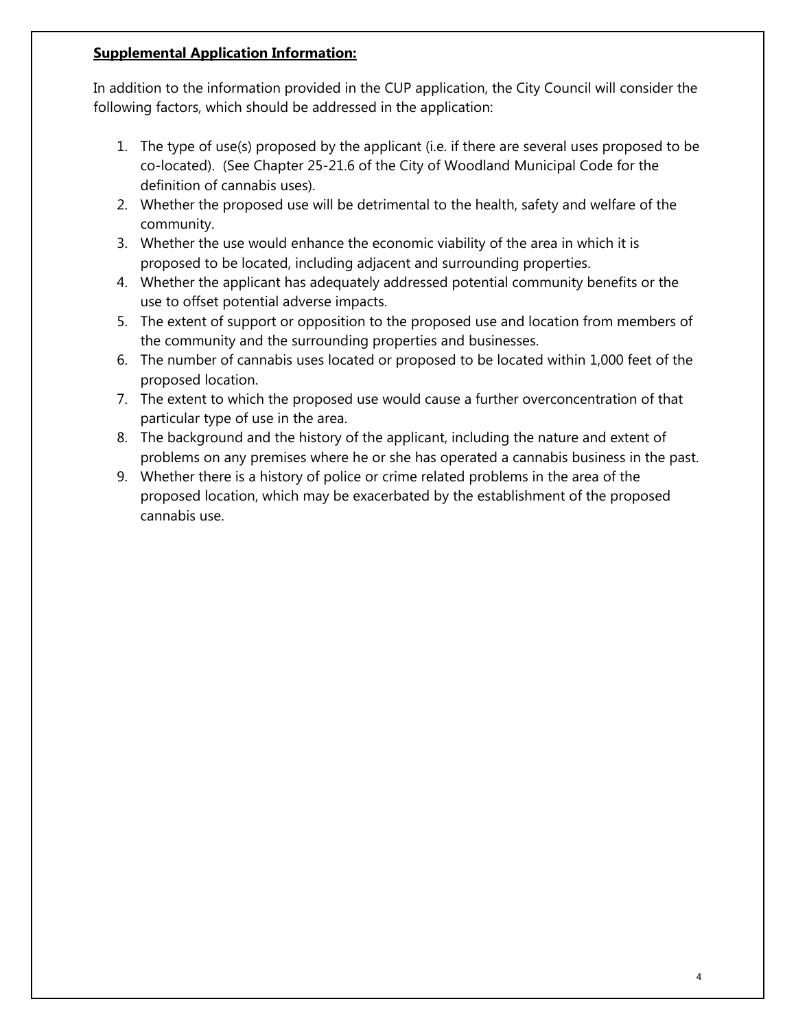**Supplemental Application Information:**

In addition to the information provided in the CUP application, the City Council will consider the following factors, which should be addressed in the application:

1. The type of use(s) proposed by the applicant (i.e. if there are several uses proposed to be co-located). (See Chapter 25-21.6 of the City of Woodland Municipal Code for the definition of cannabis uses).
2. Whether the proposed use will be detrimental to the health, safety and welfare of the community.
3. Whether the use would enhance the economic viability of the area in which it is proposed to be located, including adjacent and surrounding properties.
4. Whether the applicant has adequately addressed potential community benefits or the use to offset potential adverse impacts.
5. The extent of support or opposition to the proposed use and location from members of the community and the surrounding properties and businesses.
6. The number of cannabis uses located or proposed to be located within 1,000 feet of the proposed location.
7. The extent to which the proposed use would cause a further overconcentration of that particular type of use in the area.
8. The background and the history of the applicant, including the nature and extent of problems on any premises where he or she has operated a cannabis business in the past.
9. Whether there is a history of police or crime related problems in the area of the proposed location, which may be exacerbated by the establishment of the proposed cannabis use.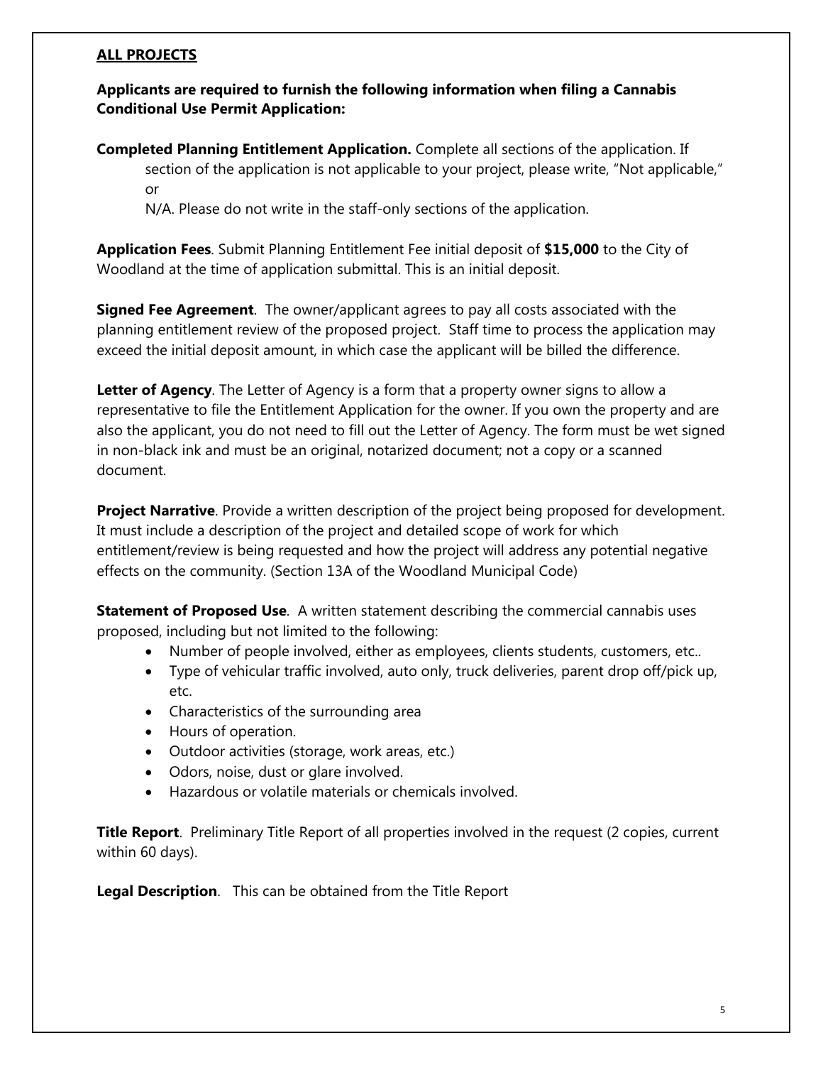**ALL PROJECTS**

**Applicants are required to furnish the following information when filing a Cannabis Conditional Use Permit Application:**

**Completed Planning Entitlement Application.** Complete all sections of the application. If section of the application is not applicable to your project, please write, "Not applicable," or N/A. Please do not write in the staff-only sections of the application.

**Application Fees**. Submit Planning Entitlement Fee initial deposit of **$15,000** to the City of Woodland at the time of application submittal. This is an initial deposit.

**Signed Fee Agreement**. The owner/applicant agrees to pay all costs associated with the planning entitlement review of the proposed project. Staff time to process the application may exceed the initial deposit amount, in which case the applicant will be billed the difference.

**Letter of Agency**. The Letter of Agency is a form that a property owner signs to allow a representative to file the Entitlement Application for the owner. If you own the property and are also the applicant, you do not need to fill out the Letter of Agency. The form must be wet signed in non-black ink and must be an original, notarized document; not a copy or a scanned document.

**Project Narrative**. Provide a written description of the project being proposed for development. It must include a description of the project and detailed scope of work for which entitlement/review is being requested and how the project will address any potential negative effects on the community. (Section 13A of the Woodland Municipal Code)

**Statement of Proposed Use**. A written statement describing the commercial cannabis uses proposed, including but not limited to the following:

- Number of people involved, either as employees, clients students, customers, etc..
- Type of vehicular traffic involved, auto only, truck deliveries, parent drop off/pick up, etc.
- Characteristics of the surrounding area
- Hours of operation.
- Outdoor activities (storage, work areas, etc.)
- Odors, noise, dust or glare involved.
- Hazardous or volatile materials or chemicals involved.

**Title Report**. Preliminary Title Report of all properties involved in the request (2 copies, current within 60 days).

**Legal Description**. This can be obtained from the Title Report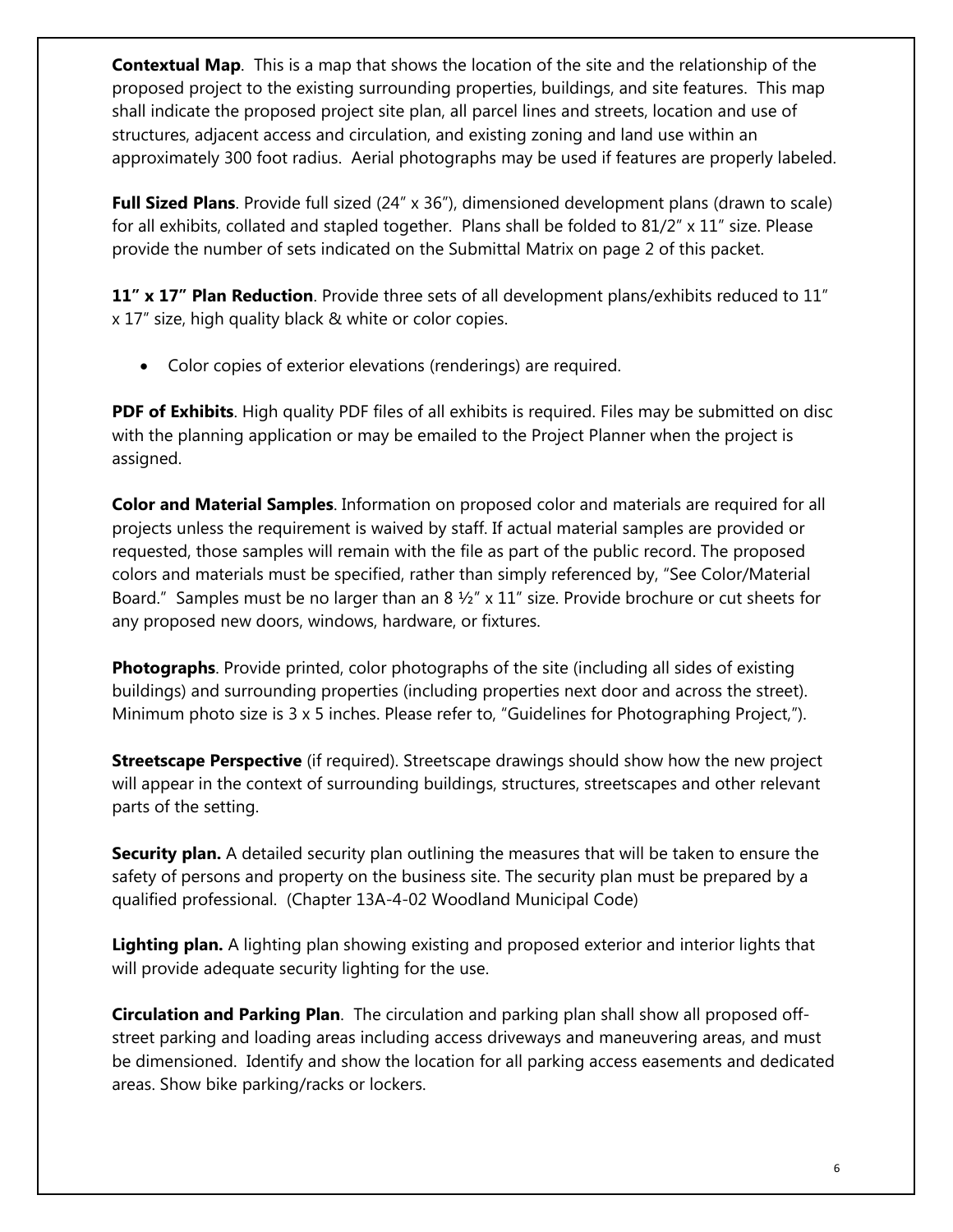**Contextual Map**. This is a map that shows the location of the site and the relationship of the proposed project to the existing surrounding properties, buildings, and site features. This map shall indicate the proposed project site plan, all parcel lines and streets, location and use of structures, adjacent access and circulation, and existing zoning and land use within an approximately 300 foot radius. Aerial photographs may be used if features are properly labeled.

**Full Sized Plans**. Provide full sized (24" x 36"), dimensioned development plans (drawn to scale) for all exhibits, collated and stapled together. Plans shall be folded to 81/2" x 11" size. Please provide the number of sets indicated on the Submittal Matrix on page 2 of this packet.

**11" x 17" Plan Reduction**. Provide three sets of all development plans/exhibits reduced to 11" x 17" size, high quality black & white or color copies.

- Color copies of exterior elevations (renderings) are required.

**PDF of Exhibits**. High quality PDF files of all exhibits is required. Files may be submitted on disc with the planning application or may be emailed to the Project Planner when the project is assigned.

**Color and Material Samples**. Information on proposed color and materials are required for all projects unless the requirement is waived by staff. If actual material samples are provided or requested, those samples will remain with the file as part of the public record. The proposed colors and materials must be specified, rather than simply referenced by, "See Color/Material Board." Samples must be no larger than an 8 ½" x 11" size. Provide brochure or cut sheets for any proposed new doors, windows, hardware, or fixtures.

**Photographs**. Provide printed, color photographs of the site (including all sides of existing buildings) and surrounding properties (including properties next door and across the street). Minimum photo size is 3 x 5 inches. Please refer to, "Guidelines for Photographing Project,").

**Streetscape Perspective** (if required). Streetscape drawings should show how the new project will appear in the context of surrounding buildings, structures, streetscapes and other relevant parts of the setting.

**Security plan.** A detailed security plan outlining the measures that will be taken to ensure the safety of persons and property on the business site. The security plan must be prepared by a qualified professional. (Chapter 13A-4-02 Woodland Municipal Code)

**Lighting plan.** A lighting plan showing existing and proposed exterior and interior lights that will provide adequate security lighting for the use.

**Circulation and Parking Plan**. The circulation and parking plan shall show all proposed off-street parking and loading areas including access driveways and maneuvering areas, and must be dimensioned. Identify and show the location for all parking access easements and dedicated areas. Show bike parking/racks or lockers.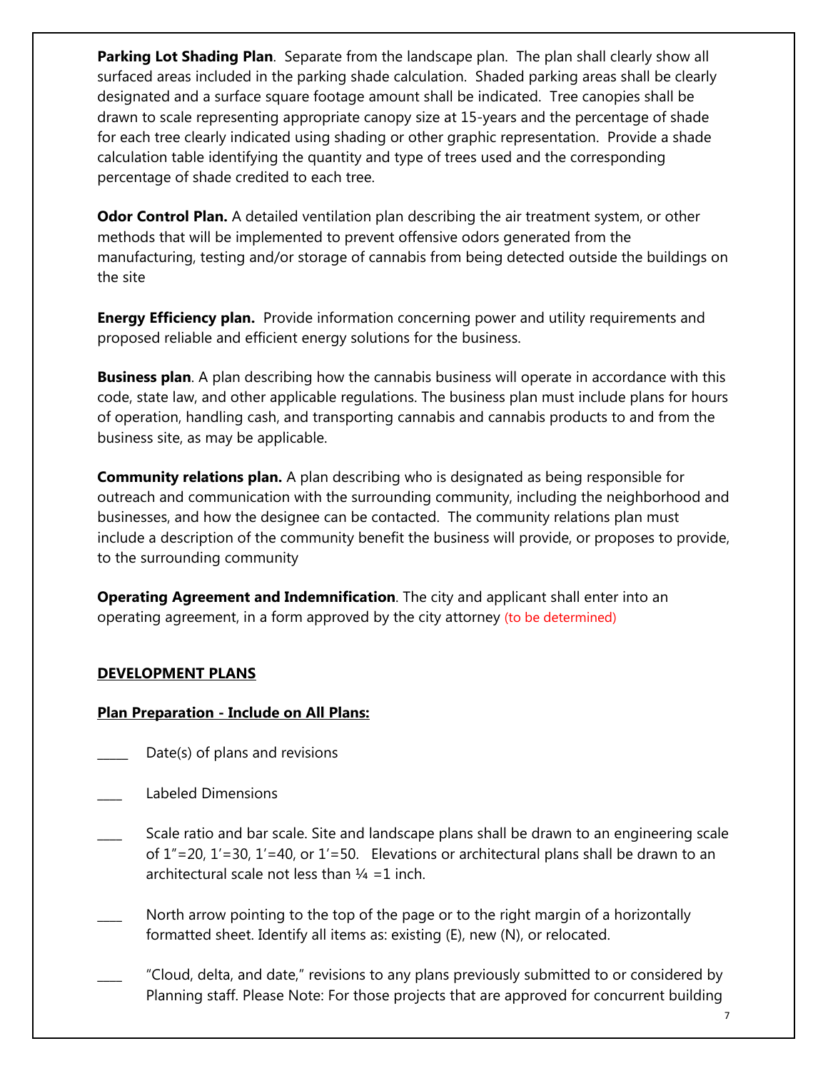**Parking Lot Shading Plan**. Separate from the landscape plan. The plan shall clearly show all surfaced areas included in the parking shade calculation. Shaded parking areas shall be clearly designated and a surface square footage amount shall be indicated. Tree canopies shall be drawn to scale representing appropriate canopy size at 15-years and the percentage of shade for each tree clearly indicated using shading or other graphic representation. Provide a shade calculation table identifying the quantity and type of trees used and the corresponding percentage of shade credited to each tree.

**Odor Control Plan.** A detailed ventilation plan describing the air treatment system, or other methods that will be implemented to prevent offensive odors generated from the manufacturing, testing and/or storage of cannabis from being detected outside the buildings on the site

**Energy Efficiency plan.** Provide information concerning power and utility requirements and proposed reliable and efficient energy solutions for the business.

**Business plan**. A plan describing how the cannabis business will operate in accordance with this code, state law, and other applicable regulations. The business plan must include plans for hours of operation, handling cash, and transporting cannabis and cannabis products to and from the business site, as may be applicable.

**Community relations plan.** A plan describing who is designated as being responsible for outreach and communication with the surrounding community, including the neighborhood and businesses, and how the designee can be contacted. The community relations plan must include a description of the community benefit the business will provide, or proposes to provide, to the surrounding community

**Operating Agreement and Indemnification**. The city and applicant shall enter into an operating agreement, in a form approved by the city attorney (to be determined)

**DEVELOPMENT PLANS**

**Plan Preparation - Include on All Plans:**

_____ Date(s) of plans and revisions

____ Labeled Dimensions

____ Scale ratio and bar scale. Site and landscape plans shall be drawn to an engineering scale of 1"=20, 1'=30, 1'=40, or 1'=50. Elevations or architectural plans shall be drawn to an architectural scale not less than ¼ =1 inch.

____ North arrow pointing to the top of the page or to the right margin of a horizontally formatted sheet. Identify all items as: existing (E), new (N), or relocated.

____ "Cloud, delta, and date," revisions to any plans previously submitted to or considered by Planning staff. Please Note: For those projects that are approved for concurrent building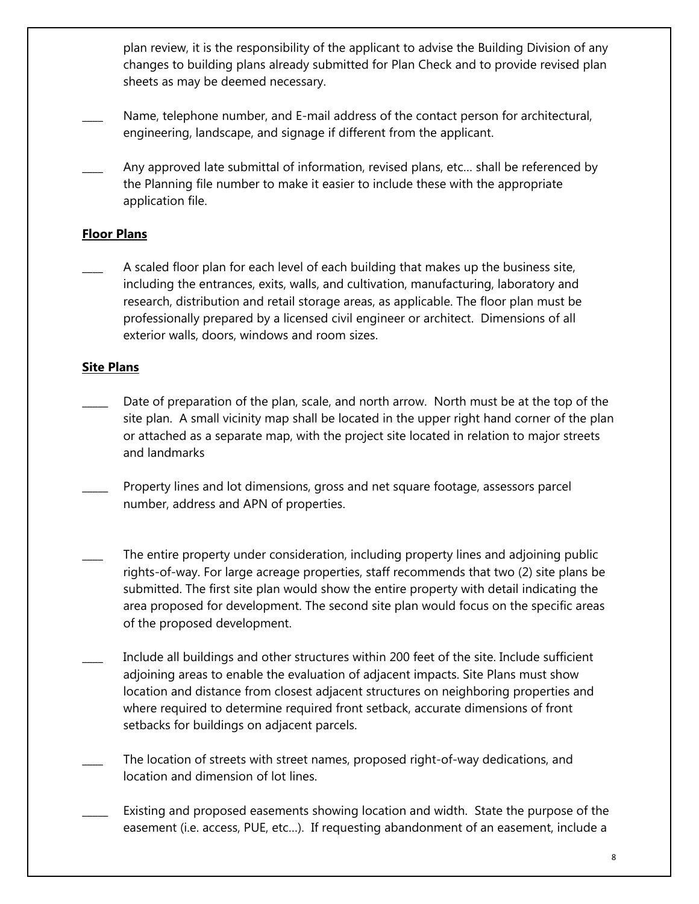plan review, it is the responsibility of the applicant to advise the Building Division of any changes to building plans already submitted for Plan Check and to provide revised plan sheets as may be deemed necessary.

____ Name, telephone number, and E-mail address of the contact person for architectural, engineering, landscape, and signage if different from the applicant.

____ Any approved late submittal of information, revised plans, etc… shall be referenced by the Planning file number to make it easier to include these with the appropriate application file.

**Floor Plans**

____ A scaled floor plan for each level of each building that makes up the business site, including the entrances, exits, walls, and cultivation, manufacturing, laboratory and research, distribution and retail storage areas, as applicable. The floor plan must be professionally prepared by a licensed civil engineer or architect. Dimensions of all exterior walls, doors, windows and room sizes.

**Site Plans**

_____ Date of preparation of the plan, scale, and north arrow. North must be at the top of the site plan. A small vicinity map shall be located in the upper right hand corner of the plan or attached as a separate map, with the project site located in relation to major streets and landmarks

_____ Property lines and lot dimensions, gross and net square footage, assessors parcel number, address and APN of properties.

____ The entire property under consideration, including property lines and adjoining public rights-of-way. For large acreage properties, staff recommends that two (2) site plans be submitted. The first site plan would show the entire property with detail indicating the area proposed for development. The second site plan would focus on the specific areas of the proposed development.

____ Include all buildings and other structures within 200 feet of the site. Include sufficient adjoining areas to enable the evaluation of adjacent impacts. Site Plans must show location and distance from closest adjacent structures on neighboring properties and where required to determine required front setback, accurate dimensions of front setbacks for buildings on adjacent parcels.

____ The location of streets with street names, proposed right-of-way dedications, and location and dimension of lot lines.

_____ Existing and proposed easements showing location and width. State the purpose of the easement (i.e. access, PUE, etc…). If requesting abandonment of an easement, include a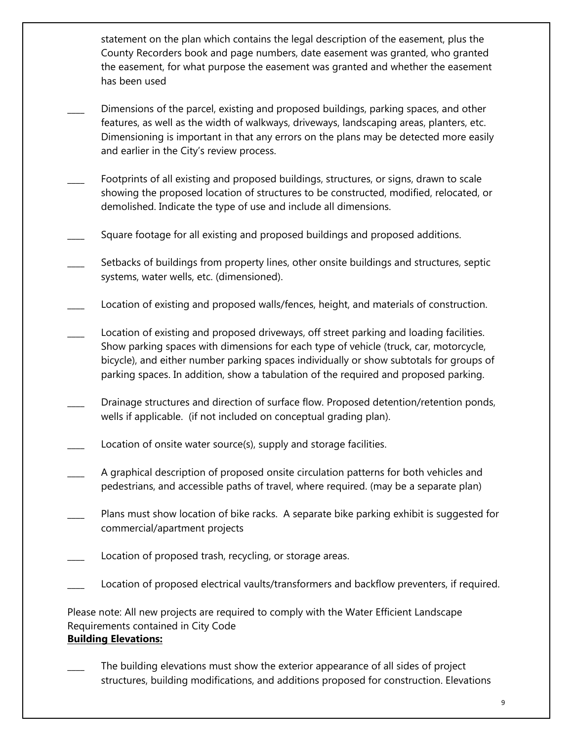statement on the plan which contains the legal description of the easement, plus the County Recorders book and page numbers, date easement was granted, who granted the easement, for what purpose the easement was granted and whether the easement has been used

____ Dimensions of the parcel, existing and proposed buildings, parking spaces, and other features, as well as the width of walkways, driveways, landscaping areas, planters, etc. Dimensioning is important in that any errors on the plans may be detected more easily and earlier in the City's review process.

____ Footprints of all existing and proposed buildings, structures, or signs, drawn to scale showing the proposed location of structures to be constructed, modified, relocated, or demolished. Indicate the type of use and include all dimensions.

____ Square footage for all existing and proposed buildings and proposed additions.

____ Setbacks of buildings from property lines, other onsite buildings and structures, septic systems, water wells, etc. (dimensioned).

____ Location of existing and proposed walls/fences, height, and materials of construction.

____ Location of existing and proposed driveways, off street parking and loading facilities. Show parking spaces with dimensions for each type of vehicle (truck, car, motorcycle, bicycle), and either number parking spaces individually or show subtotals for groups of parking spaces. In addition, show a tabulation of the required and proposed parking.

____ Drainage structures and direction of surface flow. Proposed detention/retention ponds, wells if applicable. (if not included on conceptual grading plan).

____ Location of onsite water source(s), supply and storage facilities.

____ A graphical description of proposed onsite circulation patterns for both vehicles and pedestrians, and accessible paths of travel, where required. (may be a separate plan)

____ Plans must show location of bike racks. A separate bike parking exhibit is suggested for commercial/apartment projects

____ Location of proposed trash, recycling, or storage areas.

____ Location of proposed electrical vaults/transformers and backflow preventers, if required.

Please note: All new projects are required to comply with the Water Efficient Landscape Requirements contained in City Code

**Building Elevations:**

____ The building elevations must show the exterior appearance of all sides of project structures, building modifications, and additions proposed for construction. Elevations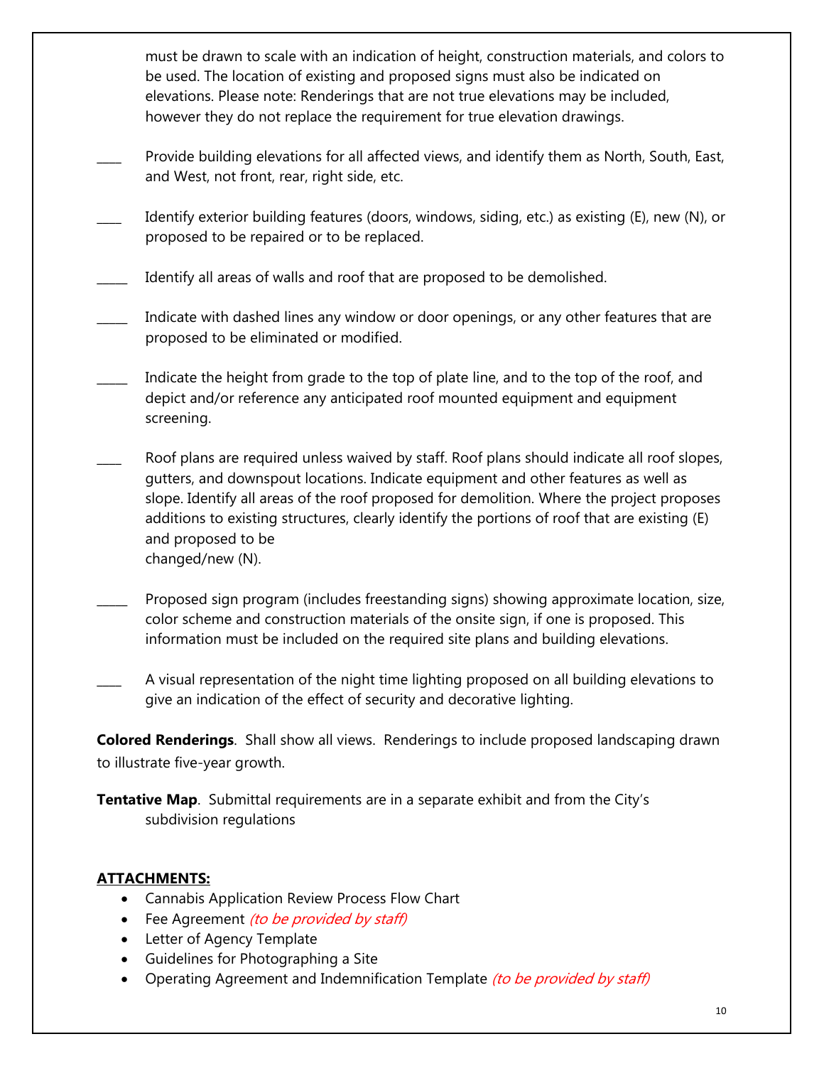must be drawn to scale with an indication of height, construction materials, and colors to be used. The location of existing and proposed signs must also be indicated on elevations. Please note: Renderings that are not true elevations may be included, however they do not replace the requirement for true elevation drawings.

____ Provide building elevations for all affected views, and identify them as North, South, East, and West, not front, rear, right side, etc.

____ Identify exterior building features (doors, windows, siding, etc.) as existing (E), new (N), or proposed to be repaired or to be replaced.

_____ Identify all areas of walls and roof that are proposed to be demolished.

_____ Indicate with dashed lines any window or door openings, or any other features that are proposed to be eliminated or modified.

_____ Indicate the height from grade to the top of plate line, and to the top of the roof, and depict and/or reference any anticipated roof mounted equipment and equipment screening.

____ Roof plans are required unless waived by staff. Roof plans should indicate all roof slopes, gutters, and downspout locations. Indicate equipment and other features as well as slope. Identify all areas of the roof proposed for demolition. Where the project proposes additions to existing structures, clearly identify the portions of roof that are existing (E) and proposed to be
changed/new (N).

_____ Proposed sign program (includes freestanding signs) showing approximate location, size, color scheme and construction materials of the onsite sign, if one is proposed. This information must be included on the required site plans and building elevations.

____ A visual representation of the night time lighting proposed on all building elevations to give an indication of the effect of security and decorative lighting.

**Colored Renderings**. Shall show all views. Renderings to include proposed landscaping drawn to illustrate five-year growth.

**Tentative Map**. Submittal requirements are in a separate exhibit and from the City's subdivision regulations

**ATTACHMENTS:**

- Cannabis Application Review Process Flow Chart
- Fee Agreement *(to be provided by staff)*
- Letter of Agency Template
- Guidelines for Photographing a Site
- Operating Agreement and Indemnification Template *(to be provided by staff)*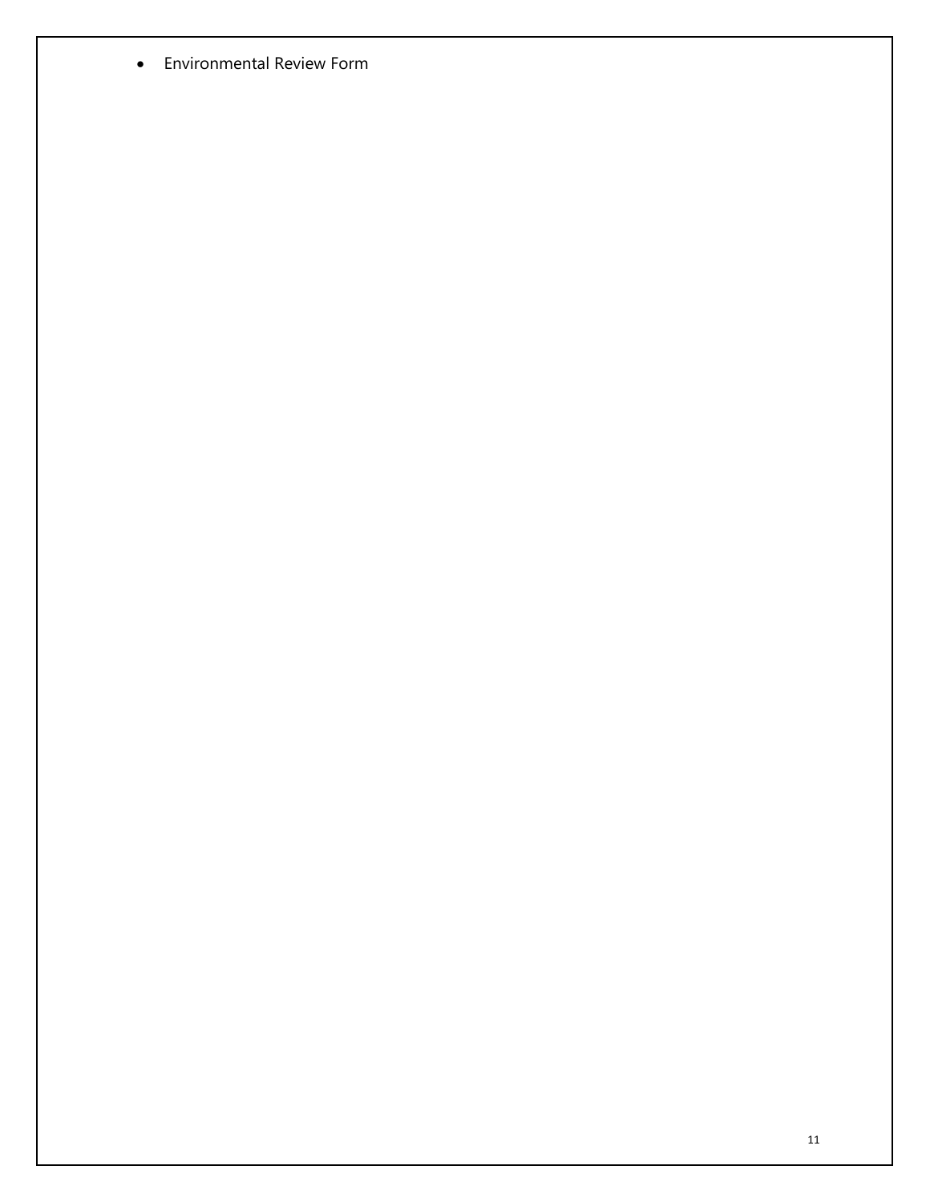- Environmental Review Form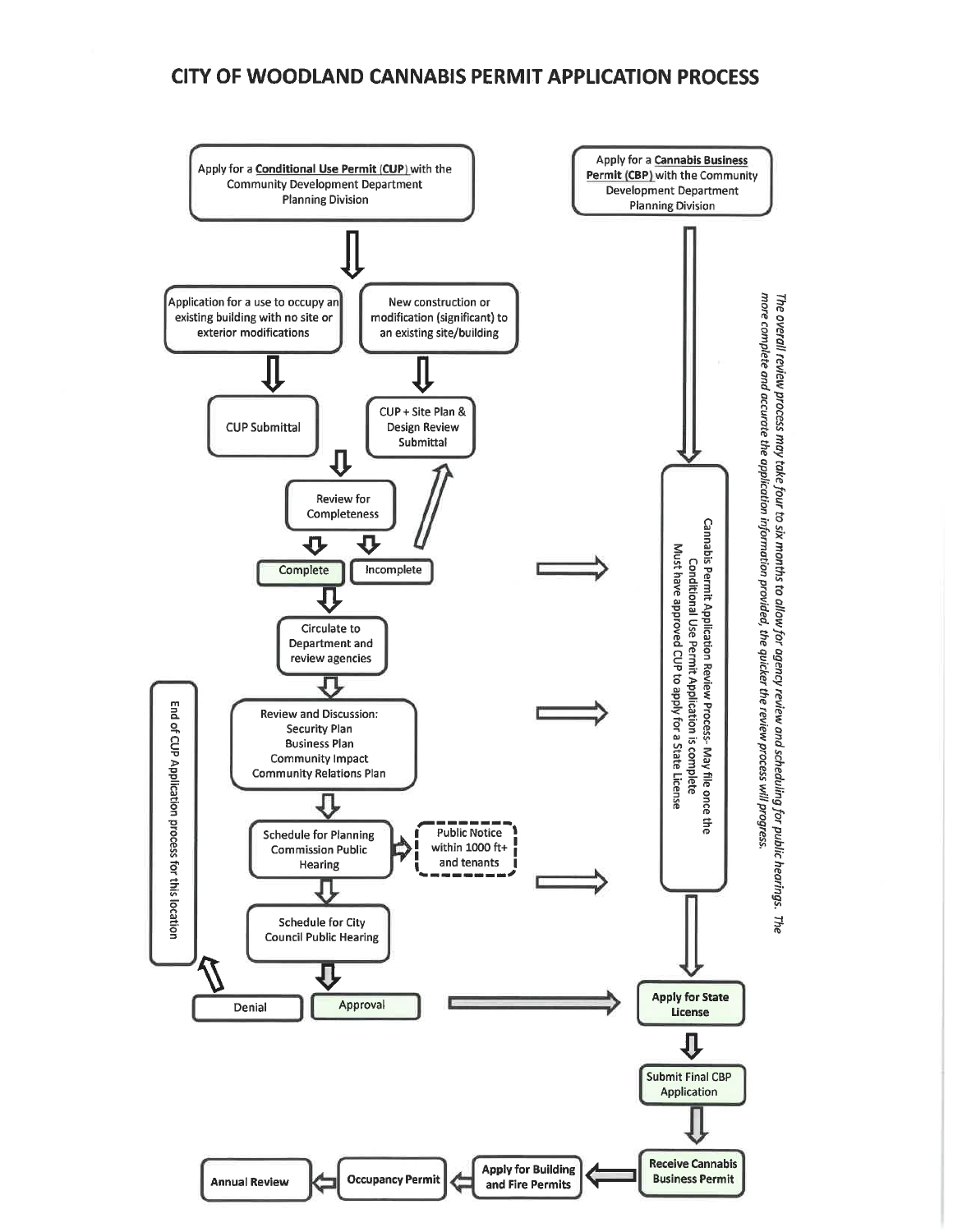# CITY OF WOODLAND CANNABIS PERMIT APPLICATION PROCESS

Apply for a **Conditional Use Permit (CUP)** with the Community Development Department Planning Division

- Application for a use to occupy an existing building with no site or exterior modifications
  - CUP Submittal
- New construction or modification (significant) to an existing site/building
  - CUP + Site Plan & Design Review Submittal

Review for Completeness

- Complete
- Incomplete

Circulate to Department and review agencies

Review and Discussion:
Security Plan
Business Plan
Community Impact
Community Relations Plan

Schedule for Planning Commission Public Hearing

Public Notice within 1000 ft+ and tenants

Schedule for City Council Public Hearing

- Denial → End of CUP Application process for this location
- Approval

Apply for a **Cannabis Business Permit (CBP)** with the Community Development Department Planning Division

Cannabis Permit Application Review Process- May file once the Conditional Use Permit Application is complete
Must have approved CUP to apply for a State License

**Apply for State License**

Submit Final CBP Application

**Receive Cannabis Business Permit**

**Apply for Building and Fire Permits**

**Occupancy Permit**

**Annual Review**

*The overall review process may take four to six months to allow for agency review and scheduling for public hearings. The more complete and accurate the application information provided, the quicker the review process will progress.*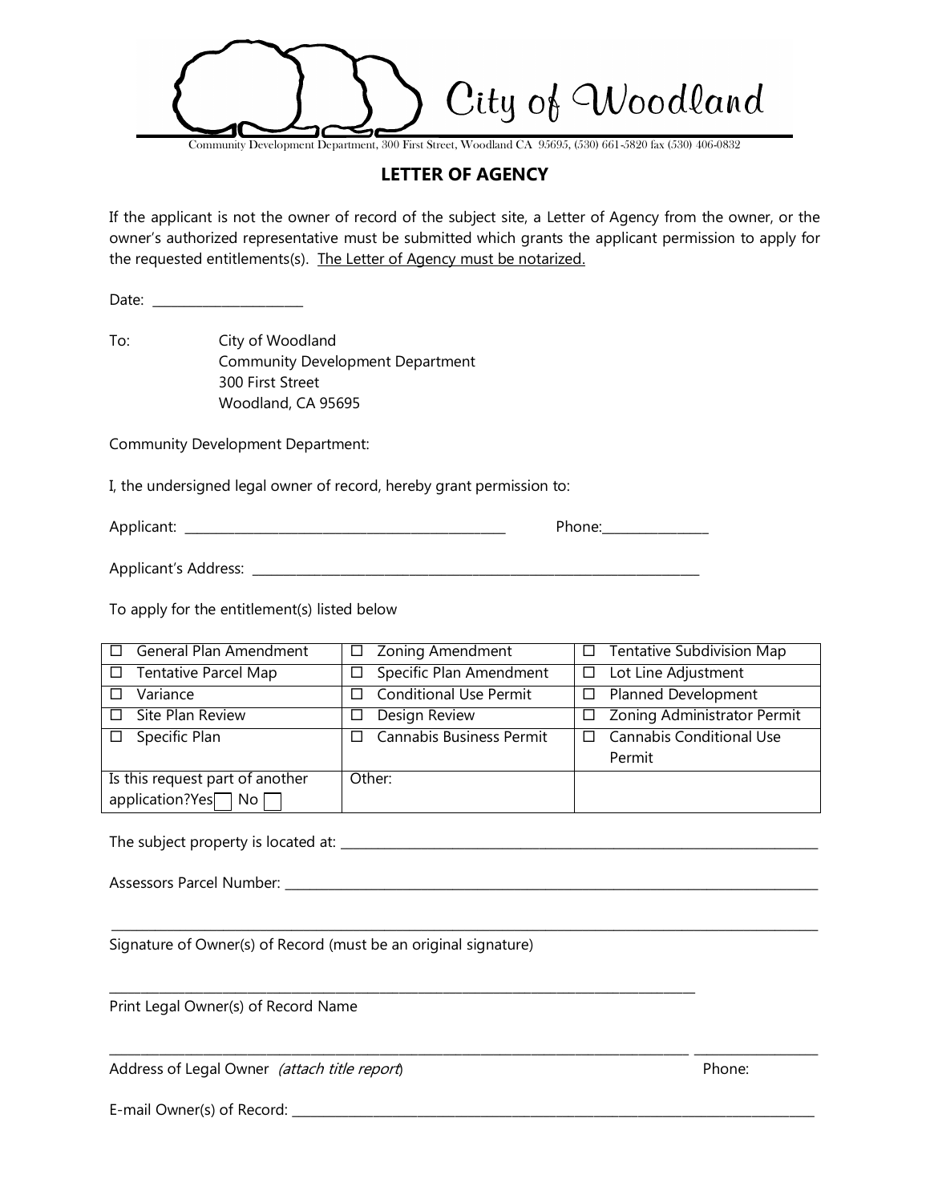City of Woodland

Community Development Department, 300 First Street, Woodland CA 95695, (530) 661-5820 fax (530) 406-0832

# LETTER OF AGENCY

If the applicant is not the owner of record of the subject site, a Letter of Agency from the owner, or the owner's authorized representative must be submitted which grants the applicant permission to apply for the requested entitlements(s). The Letter of Agency must be notarized.

Date: _______________________

To: City of Woodland
Community Development Department
300 First Street
Woodland, CA 95695

Community Development Department:

I, the undersigned legal owner of record, hereby grant permission to:

Applicant: _________________________________________________ Phone:_______________

Applicant's Address: _____________________________________________________________________

To apply for the entitlement(s) listed below

| | | |
|---|---|---|
| ☐ General Plan Amendment | ☐ Zoning Amendment | ☐ Tentative Subdivision Map |
| ☐ Tentative Parcel Map | ☐ Specific Plan Amendment | ☐ Lot Line Adjustment |
| ☐ Variance | ☐ Conditional Use Permit | ☐ Planned Development |
| ☐ Site Plan Review | ☐ Design Review | ☐ Zoning Administrator Permit |
| ☐ Specific Plan | ☐ Cannabis Business Permit | ☐ Cannabis Conditional Use Permit |
| Is this request part of another application? Yes ☐ No ☐ | Other: | |

The subject property is located at: ___________________________________________________________________________

Assessors Parcel Number: ___________________________________________________________________________________

_________________________________________________________________________________________________________
Signature of Owner(s) of Record (must be an original signature)

_________________________________________________________________________________________
Print Legal Owner(s) of Record Name

_________________________________________________________________________________________ ___________________
Address of Legal Owner *(attach title report)* Phone:

E-mail Owner(s) of Record: ______________________________________________________________________________________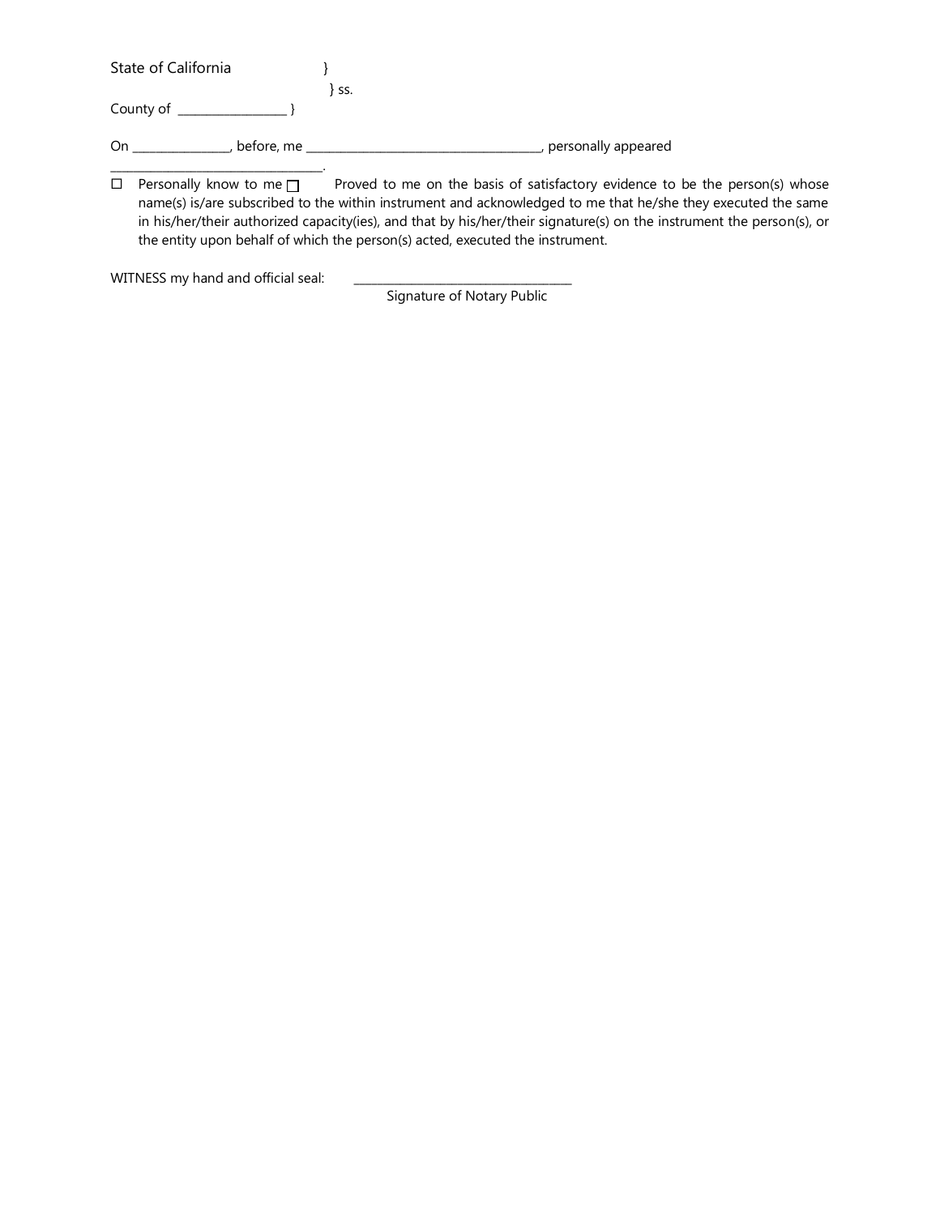State of California }
} ss.
County of ___________________ }

On _________________, before, me ________________________________________, personally appeared ____________________________________.

☐ Personally know to me ☐ Proved to me on the basis of satisfactory evidence to be the person(s) whose name(s) is/are subscribed to the within instrument and acknowledged to me that he/she they executed the same in his/her/their authorized capacity(ies), and that by his/her/their signature(s) on the instrument the person(s), or the entity upon behalf of which the person(s) acted, executed the instrument.

WITNESS my hand and official seal: ______________________________________
Signature of Notary Public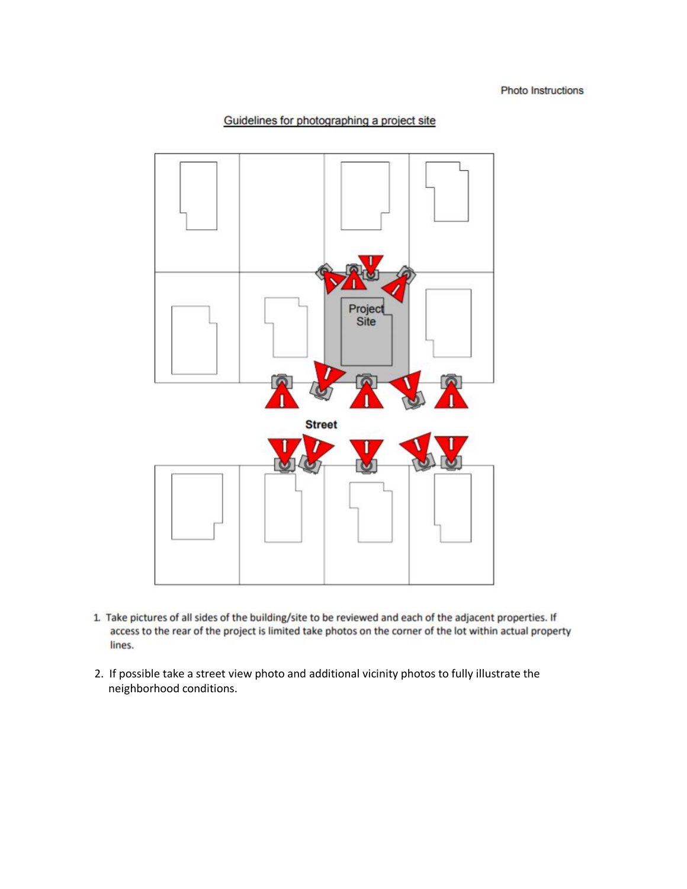## Guidelines for photographing a project site

1. Take pictures of all sides of the building/site to be reviewed and each of the adjacent properties. If access to the rear of the project is limited take photos on the corner of the lot within actual property lines.

2. If possible take a street view photo and additional vicinity photos to fully illustrate the neighborhood conditions.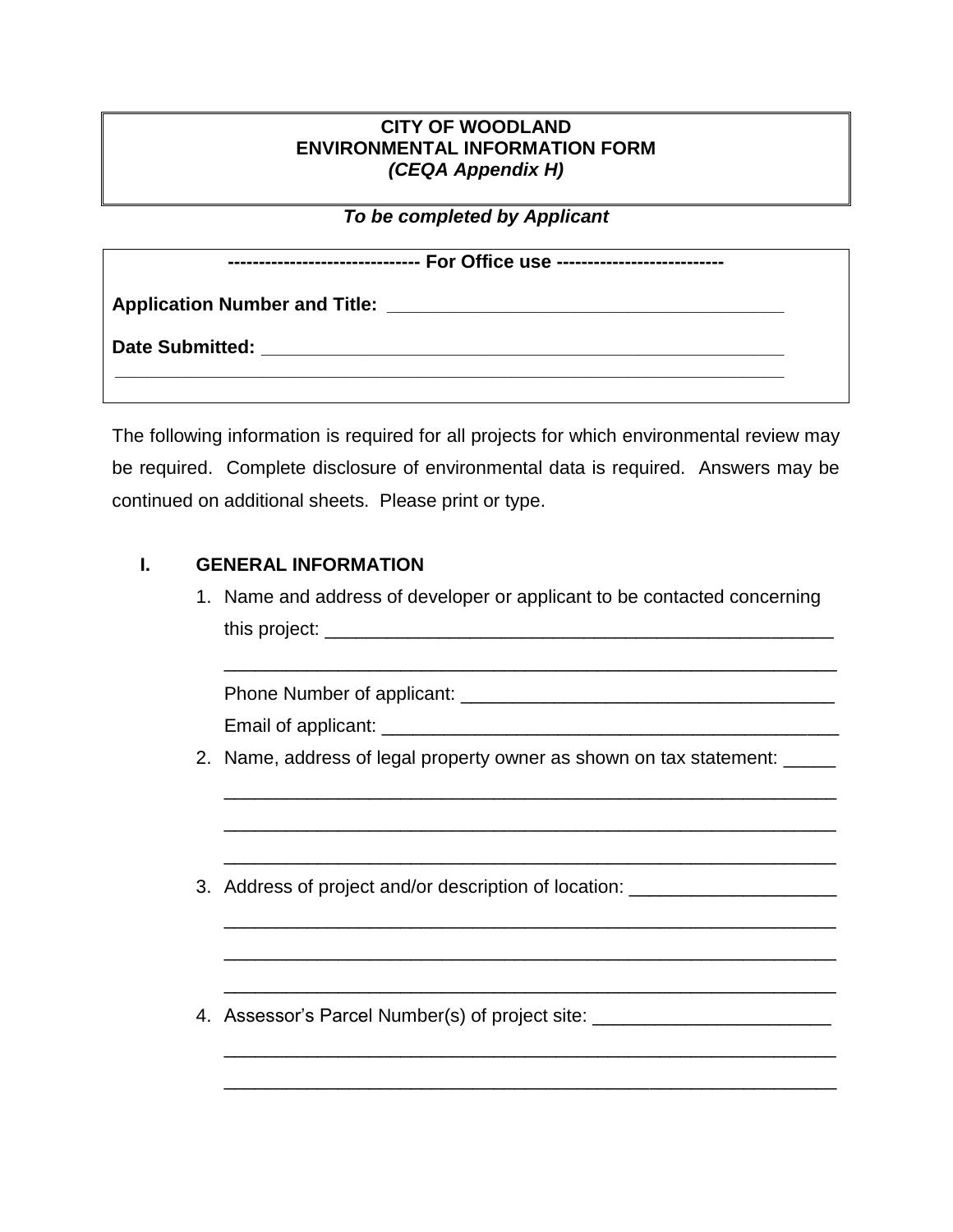**CITY OF WOODLAND**
**ENVIRONMENTAL INFORMATION FORM**
***(CEQA Appendix H)***

***To be completed by Applicant***

**------------------------------ For Office use --------------------------**

**Application Number and Title:** _______________________________________

**Date Submitted:** _____________________________________________________

_____________________________________________________________________

The following information is required for all projects for which environmental review may be required. Complete disclosure of environmental data is required. Answers may be continued on additional sheets. Please print or type.

## I. GENERAL INFORMATION

1. Name and address of developer or applicant to be contacted concerning this project: _____________________________________________________

   _____________________________________________________________

   Phone Number of applicant: ____________________________________

   Email of applicant: ____________________________________________

2. Name, address of legal property owner as shown on tax statement: _____

   _____________________________________________________________

   _____________________________________________________________

   _____________________________________________________________

3. Address of project and/or description of location: ___________________

   _____________________________________________________________

   _____________________________________________________________

   _____________________________________________________________

4. Assessor's Parcel Number(s) of project site: _______________________

   _____________________________________________________________

   _____________________________________________________________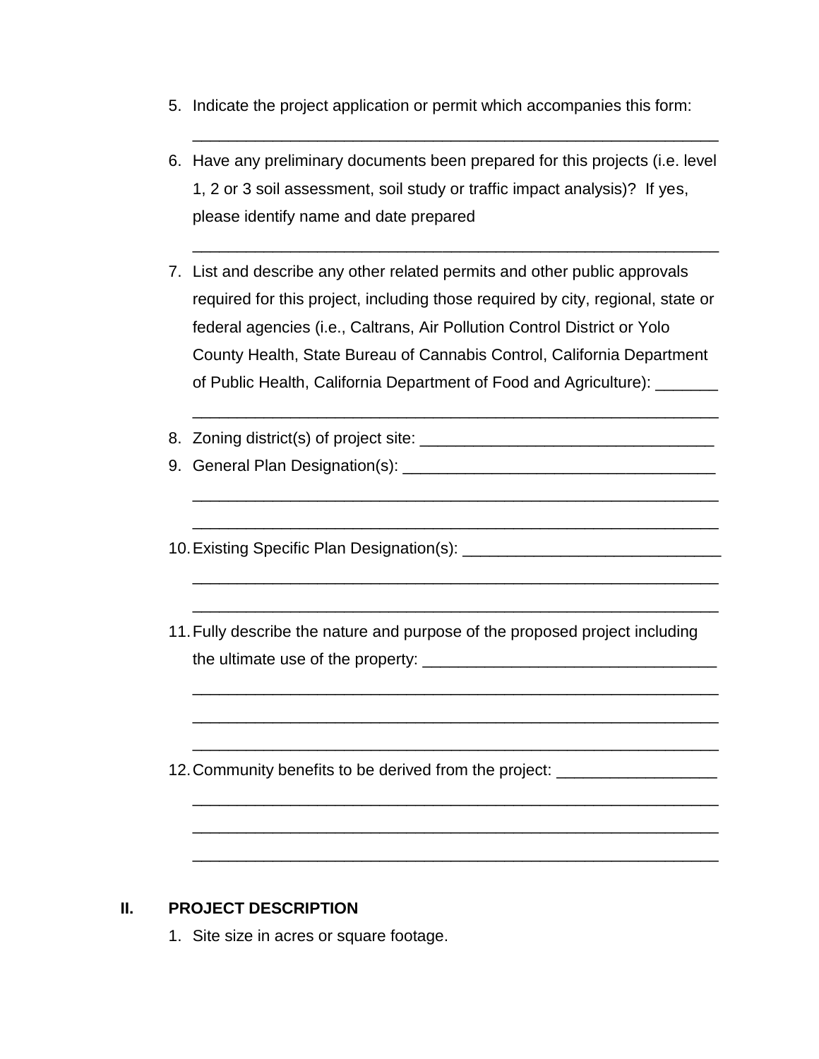5. Indicate the project application or permit which accompanies this form:

   ____________________________________________________________

6. Have any preliminary documents been prepared for this projects (i.e. level 1, 2 or 3 soil assessment, soil study or traffic impact analysis)? If yes, please identify name and date prepared

   ____________________________________________________________

7. List and describe any other related permits and other public approvals required for this project, including those required by city, regional, state or federal agencies (i.e., Caltrans, Air Pollution Control District or Yolo County Health, State Bureau of Cannabis Control, California Department of Public Health, California Department of Food and Agriculture): _______

   ____________________________________________________________

8. Zoning district(s) of project site: _________________________________
9. General Plan Designation(s): ___________________________________

   ____________________________________________________________

   ____________________________________________________________

10. Existing Specific Plan Designation(s): _____________________________

    ____________________________________________________________

    ____________________________________________________________

11. Fully describe the nature and purpose of the proposed project including the ultimate use of the property: _________________________________

    ____________________________________________________________

    ____________________________________________________________

    ____________________________________________________________

12. Community benefits to be derived from the project: _________________

    ____________________________________________________________

    ____________________________________________________________

    ____________________________________________________________

## II. PROJECT DESCRIPTION

1. Site size in acres or square footage.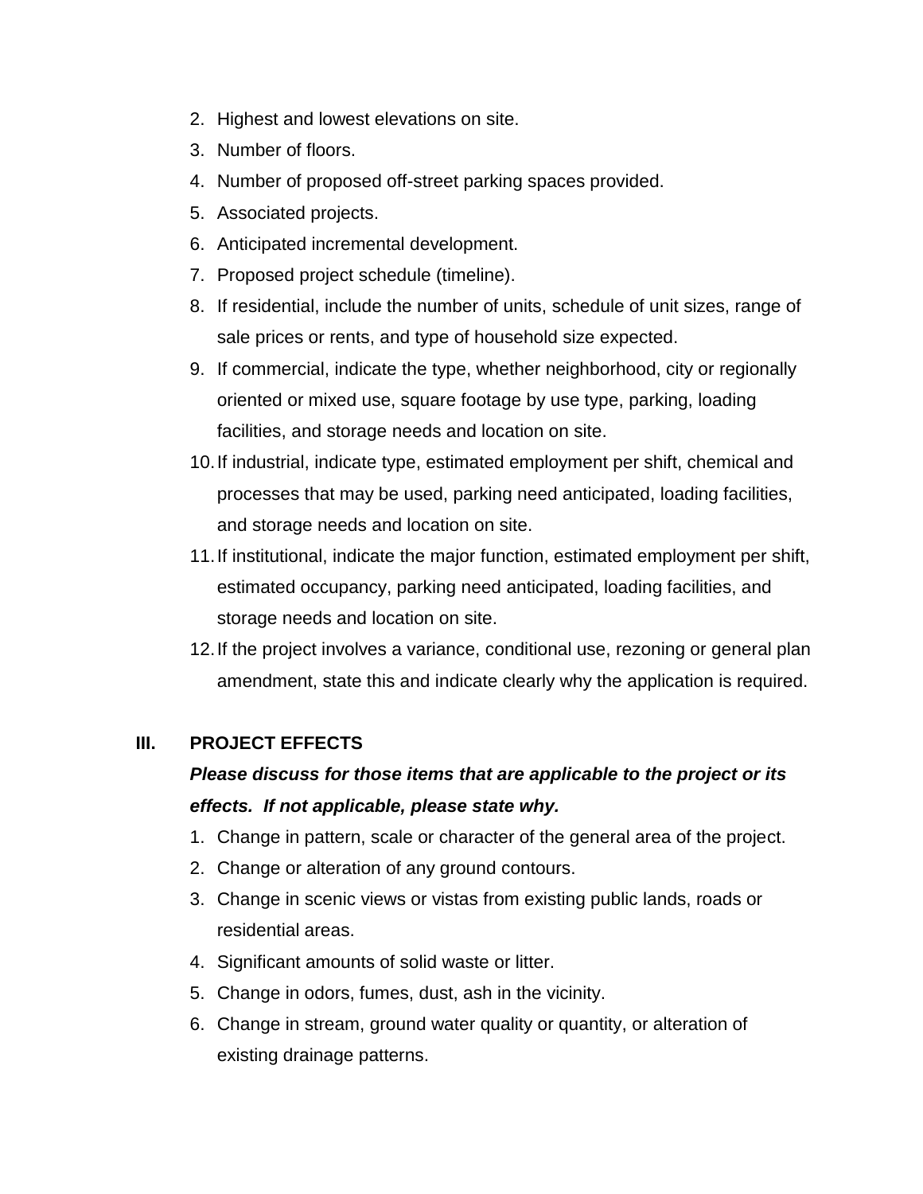2. Highest and lowest elevations on site.
3. Number of floors.
4. Number of proposed off-street parking spaces provided.
5. Associated projects.
6. Anticipated incremental development.
7. Proposed project schedule (timeline).
8. If residential, include the number of units, schedule of unit sizes, range of sale prices or rents, and type of household size expected.
9. If commercial, indicate the type, whether neighborhood, city or regionally oriented or mixed use, square footage by use type, parking, loading facilities, and storage needs and location on site.
10. If industrial, indicate type, estimated employment per shift, chemical and processes that may be used, parking need anticipated, loading facilities, and storage needs and location on site.
11. If institutional, indicate the major function, estimated employment per shift, estimated occupancy, parking need anticipated, loading facilities, and storage needs and location on site.
12. If the project involves a variance, conditional use, rezoning or general plan amendment, state this and indicate clearly why the application is required.

## III. PROJECT EFFECTS

***Please discuss for those items that are applicable to the project or its effects. If not applicable, please state why.***

1. Change in pattern, scale or character of the general area of the project.
2. Change or alteration of any ground contours.
3. Change in scenic views or vistas from existing public lands, roads or residential areas.
4. Significant amounts of solid waste or litter.
5. Change in odors, fumes, dust, ash in the vicinity.
6. Change in stream, ground water quality or quantity, or alteration of existing drainage patterns.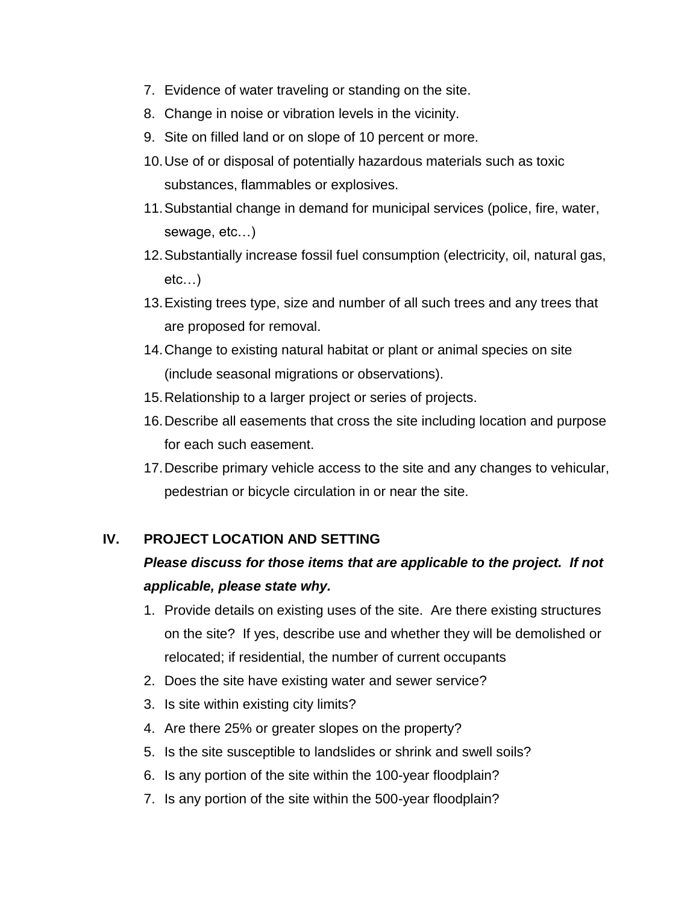7. Evidence of water traveling or standing on the site.
8. Change in noise or vibration levels in the vicinity.
9. Site on filled land or on slope of 10 percent or more.
10. Use of or disposal of potentially hazardous materials such as toxic substances, flammables or explosives.
11. Substantial change in demand for municipal services (police, fire, water, sewage, etc…)
12. Substantially increase fossil fuel consumption (electricity, oil, natural gas, etc…)
13. Existing trees type, size and number of all such trees and any trees that are proposed for removal.
14. Change to existing natural habitat or plant or animal species on site (include seasonal migrations or observations).
15. Relationship to a larger project or series of projects.
16. Describe all easements that cross the site including location and purpose for each such easement.
17. Describe primary vehicle access to the site and any changes to vehicular, pedestrian or bicycle circulation in or near the site.

## IV. PROJECT LOCATION AND SETTING

***Please discuss for those items that are applicable to the project. If not applicable, please state why.***

1. Provide details on existing uses of the site. Are there existing structures on the site? If yes, describe use and whether they will be demolished or relocated; if residential, the number of current occupants
2. Does the site have existing water and sewer service?
3. Is site within existing city limits?
4. Are there 25% or greater slopes on the property?
5. Is the site susceptible to landslides or shrink and swell soils?
6. Is any portion of the site within the 100-year floodplain?
7. Is any portion of the site within the 500-year floodplain?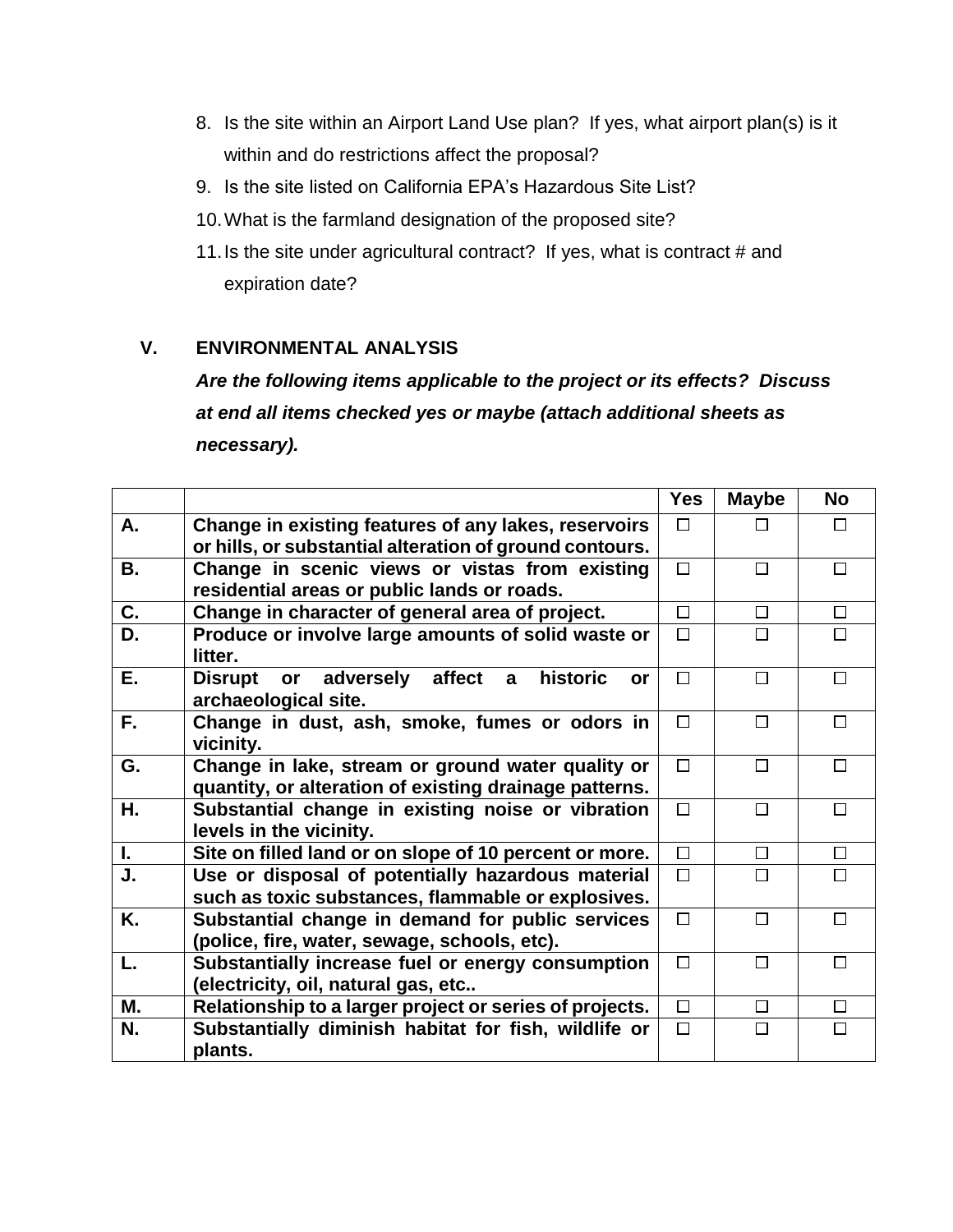8. Is the site within an Airport Land Use plan? If yes, what airport plan(s) is it within and do restrictions affect the proposal?
9. Is the site listed on California EPA's Hazardous Site List?
10. What is the farmland designation of the proposed site?
11. Is the site under agricultural contract? If yes, what is contract # and expiration date?

## V. ENVIRONMENTAL ANALYSIS

***Are the following items applicable to the project or its effects? Discuss at end all items checked yes or maybe (attach additional sheets as necessary).***

| | | Yes | Maybe | No |
|---|---|---|---|---|
| **A.** | **Change in existing features of any lakes, reservoirs or hills, or substantial alteration of ground contours.** | ☐ | ☐ | ☐ |
| **B.** | **Change in scenic views or vistas from existing residential areas or public lands or roads.** | ☐ | ☐ | ☐ |
| **C.** | **Change in character of general area of project.** | ☐ | ☐ | ☐ |
| **D.** | **Produce or involve large amounts of solid waste or litter.** | ☐ | ☐ | ☐ |
| **E.** | **Disrupt or adversely affect a historic or archaeological site.** | ☐ | ☐ | ☐ |
| **F.** | **Change in dust, ash, smoke, fumes or odors in vicinity.** | ☐ | ☐ | ☐ |
| **G.** | **Change in lake, stream or ground water quality or quantity, or alteration of existing drainage patterns.** | ☐ | ☐ | ☐ |
| **H.** | **Substantial change in existing noise or vibration levels in the vicinity.** | ☐ | ☐ | ☐ |
| **I.** | **Site on filled land or on slope of 10 percent or more.** | ☐ | ☐ | ☐ |
| **J.** | **Use or disposal of potentially hazardous material such as toxic substances, flammable or explosives.** | ☐ | ☐ | ☐ |
| **K.** | **Substantial change in demand for public services (police, fire, water, sewage, schools, etc).** | ☐ | ☐ | ☐ |
| **L.** | **Substantially increase fuel or energy consumption (electricity, oil, natural gas, etc..** | ☐ | ☐ | ☐ |
| **M.** | **Relationship to a larger project or series of projects.** | ☐ | ☐ | ☐ |
| **N.** | **Substantially diminish habitat for fish, wildlife or plants.** | ☐ | ☐ | ☐ |